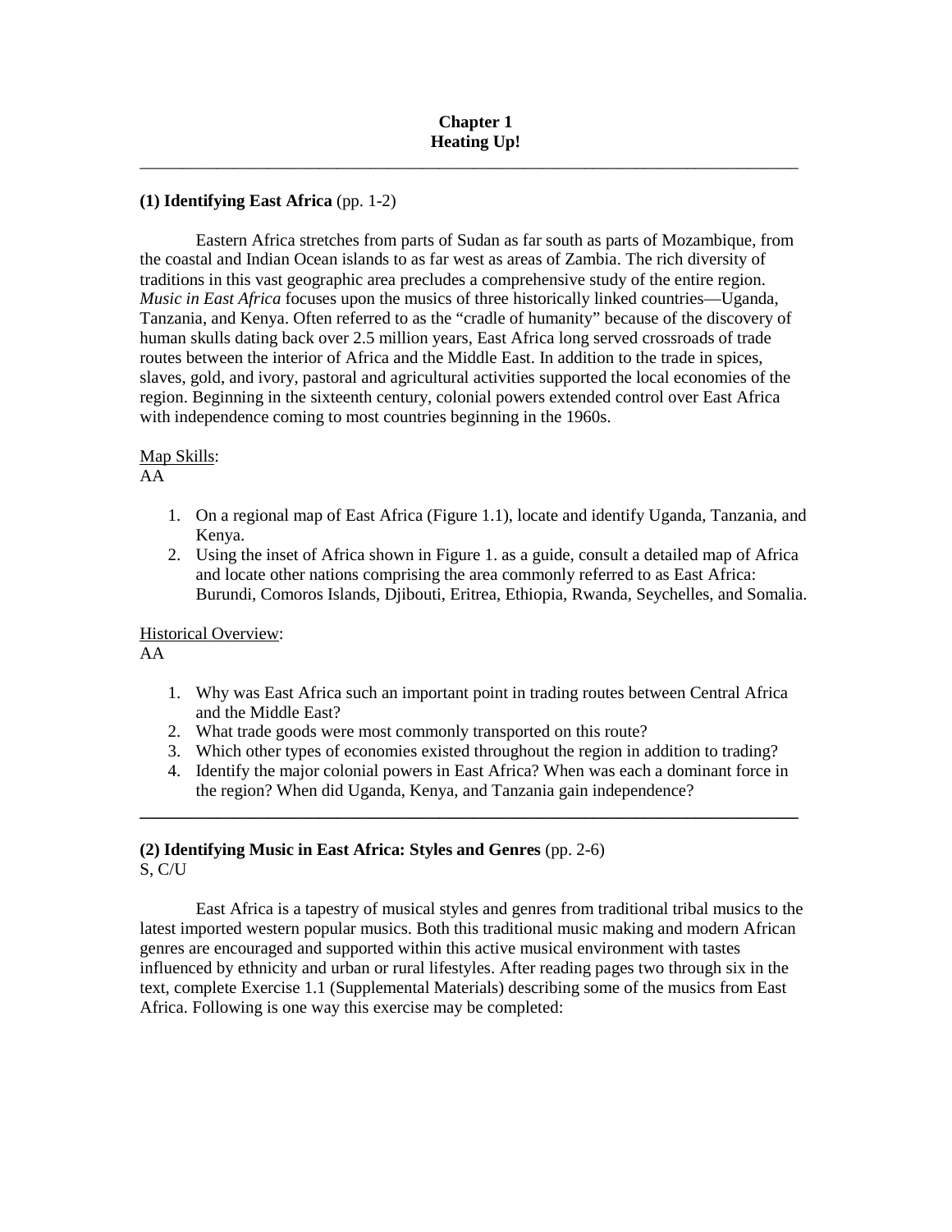# Chapter 1
# Heating Up!

---

### (1) Identifying East Africa (pp. 1-2)

Eastern Africa stretches from parts of Sudan as far south as parts of Mozambique, from the coastal and Indian Ocean islands to as far west as areas of Zambia. The rich diversity of traditions in this vast geographic area precludes a comprehensive study of the entire region. *Music in East Africa* focuses upon the musics of three historically linked countries—Uganda, Tanzania, and Kenya. Often referred to as the "cradle of humanity" because of the discovery of human skulls dating back over 2.5 million years, East Africa long served crossroads of trade routes between the interior of Africa and the Middle East. In addition to the trade in spices, slaves, gold, and ivory, pastoral and agricultural activities supported the local economies of the region. Beginning in the sixteenth century, colonial powers extended control over East Africa with independence coming to most countries beginning in the 1960s.

<u>Map Skills</u>:
AA

1. On a regional map of East Africa (Figure 1.1), locate and identify Uganda, Tanzania, and Kenya.
2. Using the inset of Africa shown in Figure 1. as a guide, consult a detailed map of Africa and locate other nations comprising the area commonly referred to as East Africa: Burundi, Comoros Islands, Djibouti, Eritrea, Ethiopia, Rwanda, Seychelles, and Somalia.

<u>Historical Overview</u>:
AA

1. Why was East Africa such an important point in trading routes between Central Africa and the Middle East?
2. What trade goods were most commonly transported on this route?
3. Which other types of economies existed throughout the region in addition to trading?
4. Identify the major colonial powers in East Africa? When was each a dominant force in the region? When did Uganda, Kenya, and Tanzania gain independence?

---

### (2) Identifying Music in East Africa: Styles and Genres (pp. 2-6)
S, C/U

East Africa is a tapestry of musical styles and genres from traditional tribal musics to the latest imported western popular musics. Both this traditional music making and modern African genres are encouraged and supported within this active musical environment with tastes influenced by ethnicity and urban or rural lifestyles. After reading pages two through six in the text, complete Exercise 1.1 (Supplemental Materials) describing some of the musics from East Africa. Following is one way this exercise may be completed: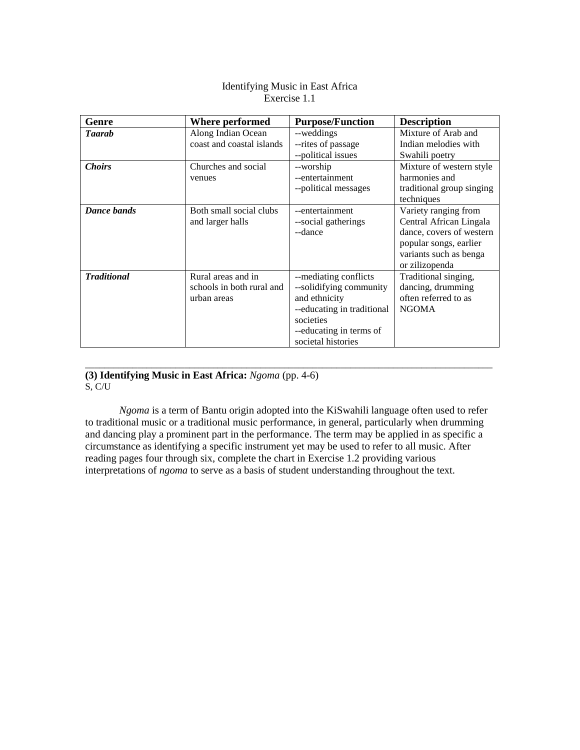Identifying Music in East Africa
Exercise 1.1

| Genre | Where performed | Purpose/Function | Description |
|---|---|---|---|
| ***Taarab*** | Along Indian Ocean coast and coastal islands | --weddings<br>--rites of passage<br>--political issues | Mixture of Arab and Indian melodies with Swahili poetry |
| ***Choirs*** | Churches and social venues | --worship<br>--entertainment<br>--political messages | Mixture of western style harmonies and traditional group singing techniques |
| ***Dance bands*** | Both small social clubs and larger halls | --entertainment<br>--social gatherings<br>--dance | Variety ranging from Central African Lingala dance, covers of western popular songs, earlier variants such as benga or zilizopenda |
| ***Traditional*** | Rural areas and in schools in both rural and urban areas | --mediating conflicts<br>--solidifying community and ethnicity<br>--educating in traditional societies<br>--educating in terms of societal histories | Traditional singing, dancing, drumming often referred to as NGOMA |

---

**(3) Identifying Music in East Africa:** *Ngoma* (pp. 4-6)
S, C/U

*Ngoma* is a term of Bantu origin adopted into the KiSwahili language often used to refer to traditional music or a traditional music performance, in general, particularly when drumming and dancing play a prominent part in the performance. The term may be applied in as specific a circumstance as identifying a specific instrument yet may be used to refer to all music. After reading pages four through six, complete the chart in Exercise 1.2 providing various interpretations of *ngoma* to serve as a basis of student understanding throughout the text.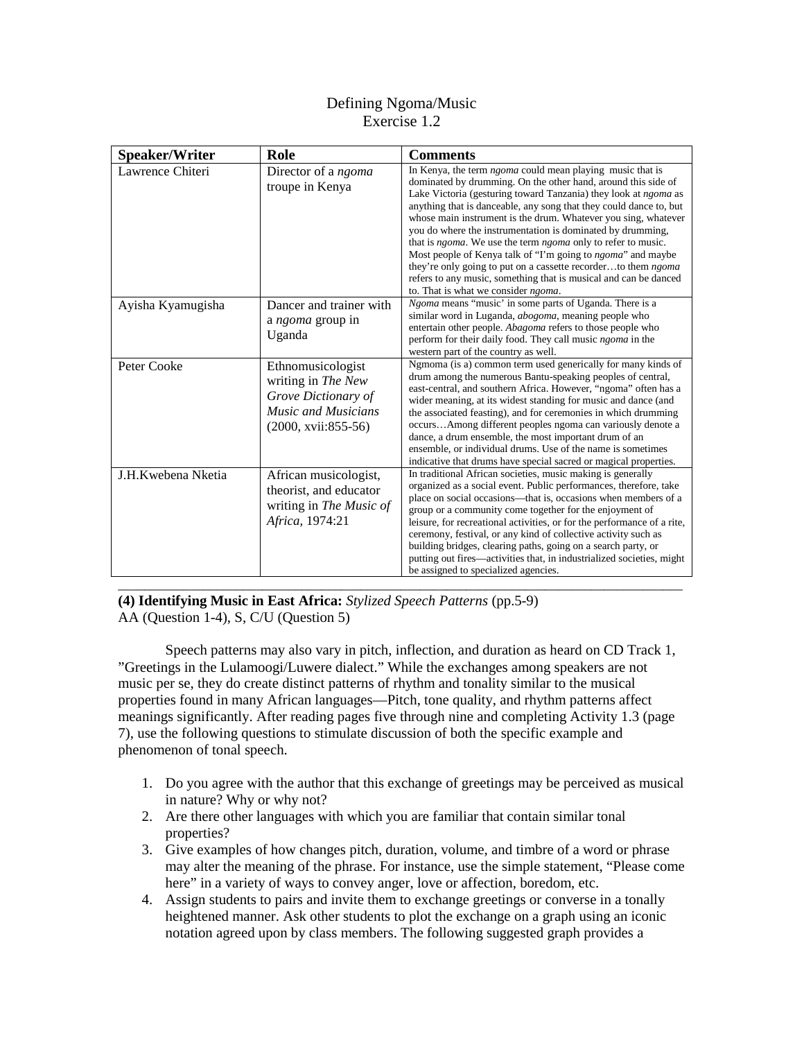Defining Ngoma/Music
Exercise 1.2

| Speaker/Writer | Role | Comments |
|---|---|---|
| Lawrence Chiteri | Director of a *ngoma* troupe in Kenya | In Kenya, the term *ngoma* could mean playing music that is dominated by drumming. On the other hand, around this side of Lake Victoria (gesturing toward Tanzania) they look at *ngoma* as anything that is danceable, any song that they could dance to, but whose main instrument is the drum. Whatever you sing, whatever you do where the instrumentation is dominated by drumming, that is *ngoma*. We use the term *ngoma* only to refer to music. Most people of Kenya talk of "I'm going to *ngoma*" and maybe they're only going to put on a cassette recorder…to them *ngoma* refers to any music, something that is musical and can be danced to. That is what we consider *ngoma*. |
| Ayisha Kyamugisha | Dancer and trainer with a *ngoma* group in Uganda | *Ngoma* means "music' in some parts of Uganda. There is a similar word in Luganda, *abogoma*, meaning people who entertain other people. *Abagoma* refers to those people who perform for their daily food. They call music *ngoma* in the western part of the country as well. |
| Peter Cooke | Ethnomusicologist writing in *The New Grove Dictionary of Music and Musicians* (2000, xvii:855-56) | Ngmoma (is a) common term used generically for many kinds of drum among the numerous Bantu-speaking peoples of central, east-central, and southern Africa. However, "ngoma" often has a wider meaning, at its widest standing for music and dance (and the associated feasting), and for ceremonies in which drumming occurs…Among different peoples ngoma can variously denote a dance, a drum ensemble, the most important drum of an ensemble, or individual drums. Use of the name is sometimes indicative that drums have special sacred or magical properties. |
| J.H.Kwebena Nketia | African musicologist, theorist, and educator writing in *The Music of Africa*, 1974:21 | In traditional African societies, music making is generally organized as a social event. Public performances, therefore, take place on social occasions—that is, occasions when members of a group or a community come together for the enjoyment of leisure, for recreational activities, or for the performance of a rite, ceremony, festival, or any kind of collective activity such as building bridges, clearing paths, going on a search party, or putting out fires—activities that, in industrialized societies, might be assigned to specialized agencies. |

---

**(4) Identifying Music in East Africa:** *Stylized Speech Patterns* (pp.5-9)
AA (Question 1-4), S, C/U (Question 5)

Speech patterns may also vary in pitch, inflection, and duration as heard on CD Track 1, "Greetings in the Lulamoogi/Luwere dialect." While the exchanges among speakers are not music per se, they do create distinct patterns of rhythm and tonality similar to the musical properties found in many African languages—Pitch, tone quality, and rhythm patterns affect meanings significantly. After reading pages five through nine and completing Activity 1.3 (page 7), use the following questions to stimulate discussion of both the specific example and phenomenon of tonal speech.

1. Do you agree with the author that this exchange of greetings may be perceived as musical in nature? Why or why not?
2. Are there other languages with which you are familiar that contain similar tonal properties?
3. Give examples of how changes pitch, duration, volume, and timbre of a word or phrase may alter the meaning of the phrase. For instance, use the simple statement, "Please come here" in a variety of ways to convey anger, love or affection, boredom, etc.
4. Assign students to pairs and invite them to exchange greetings or converse in a tonally heightened manner. Ask other students to plot the exchange on a graph using an iconic notation agreed upon by class members. The following suggested graph provides a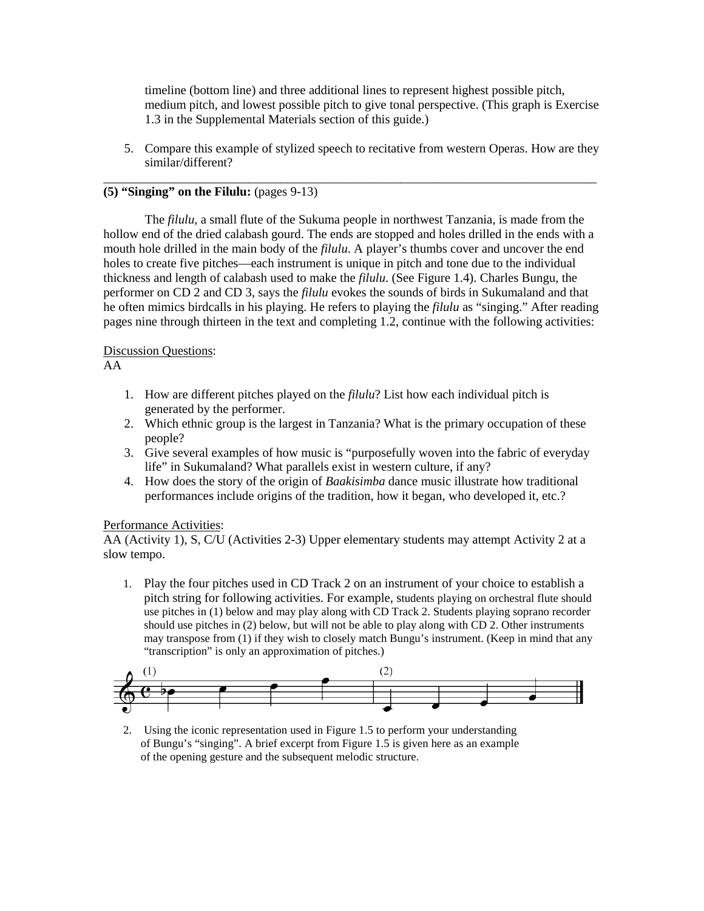timeline (bottom line) and three additional lines to represent highest possible pitch, medium pitch, and lowest possible pitch to give tonal perspective. (This graph is Exercise 1.3 in the Supplemental Materials section of this guide.)

5. Compare this example of stylized speech to recitative from western Operas. How are they similar/different?

---

**(5) "Singing" on the Filulu:** (pages 9-13)

The *filulu*, a small flute of the Sukuma people in northwest Tanzania, is made from the hollow end of the dried calabash gourd. The ends are stopped and holes drilled in the ends with a mouth hole drilled in the main body of the *filulu*. A player's thumbs cover and uncover the end holes to create five pitches—each instrument is unique in pitch and tone due to the individual thickness and length of calabash used to make the *filulu*. (See Figure 1.4). Charles Bungu, the performer on CD 2 and CD 3, says the *filulu* evokes the sounds of birds in Sukumaland and that he often mimics birdcalls in his playing. He refers to playing the *filulu* as "singing." After reading pages nine through thirteen in the text and completing 1.2, continue with the following activities:

Discussion Questions:
AA

1. How are different pitches played on the *filulu*? List how each individual pitch is generated by the performer.
2. Which ethnic group is the largest in Tanzania? What is the primary occupation of these people?
3. Give several examples of how music is "purposefully woven into the fabric of everyday life" in Sukumaland? What parallels exist in western culture, if any?
4. How does the story of the origin of *Baakisimba* dance music illustrate how traditional performances include origins of the tradition, how it began, who developed it, etc.?

Performance Activities:
AA (Activity 1), S, C/U (Activities 2-3) Upper elementary students may attempt Activity 2 at a slow tempo.

1. Play the four pitches used in CD Track 2 on an instrument of your choice to establish a pitch string for following activities. For example, students playing on orchestral flute should use pitches in (1) below and may play along with CD Track 2. Students playing soprano recorder should use pitches in (2) below, but will not be able to play along with CD 2. Other instruments may transpose from (1) if they wish to closely match Bungu's instrument. (Keep in mind that any "transcription" is only an approximation of pitches.)

(1) B♭ C D F  (2) C D E G

2. Using the iconic representation used in Figure 1.5 to perform your understanding of Bungu's "singing". A brief excerpt from Figure 1.5 is given here as an example of the opening gesture and the subsequent melodic structure.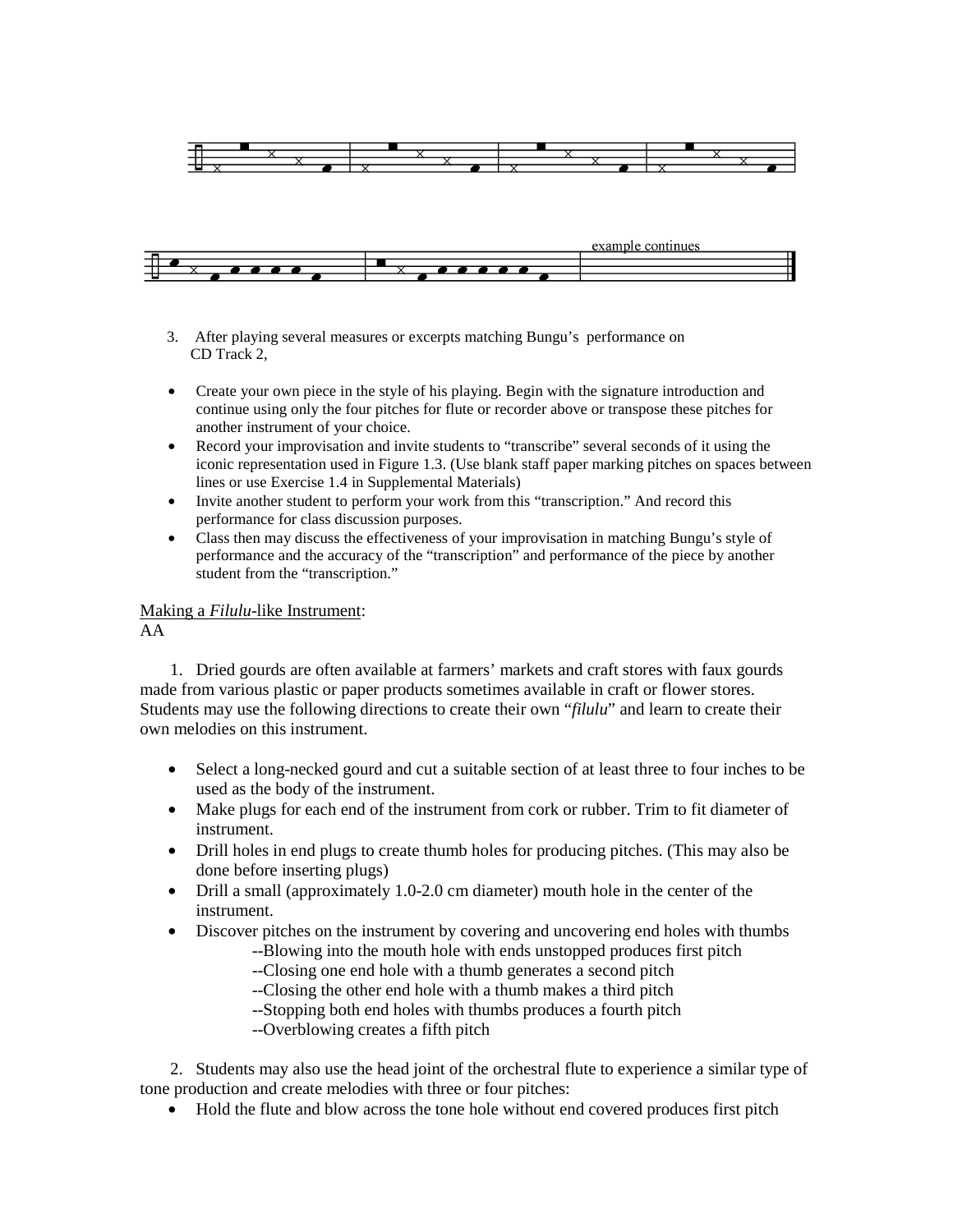example continues

3. After playing several measures or excerpts matching Bungu's performance on CD Track 2,

- Create your own piece in the style of his playing. Begin with the signature introduction and continue using only the four pitches for flute or recorder above or transpose these pitches for another instrument of your choice.
- Record your improvisation and invite students to "transcribe" several seconds of it using the iconic representation used in Figure 1.3. (Use blank staff paper marking pitches on spaces between lines or use Exercise 1.4 in Supplemental Materials)
- Invite another student to perform your work from this "transcription." And record this performance for class discussion purposes.
- Class then may discuss the effectiveness of your improvisation in matching Bungu's style of performance and the accuracy of the "transcription" and performance of the piece by another student from the "transcription."

Making a *Filulu*-like Instrument:
AA

1. Dried gourds are often available at farmers' markets and craft stores with faux gourds made from various plastic or paper products sometimes available in craft or flower stores. Students may use the following directions to create their own "*filulu*" and learn to create their own melodies on this instrument.

- Select a long-necked gourd and cut a suitable section of at least three to four inches to be used as the body of the instrument.
- Make plugs for each end of the instrument from cork or rubber. Trim to fit diameter of instrument.
- Drill holes in end plugs to create thumb holes for producing pitches. (This may also be done before inserting plugs)
- Drill a small (approximately 1.0-2.0 cm diameter) mouth hole in the center of the instrument.
- Discover pitches on the instrument by covering and uncovering end holes with thumbs
  - --Blowing into the mouth hole with ends unstopped produces first pitch
  - --Closing one end hole with a thumb generates a second pitch
  - --Closing the other end hole with a thumb makes a third pitch
  - --Stopping both end holes with thumbs produces a fourth pitch
  - --Overblowing creates a fifth pitch

2. Students may also use the head joint of the orchestral flute to experience a similar type of tone production and create melodies with three or four pitches:

- Hold the flute and blow across the tone hole without end covered produces first pitch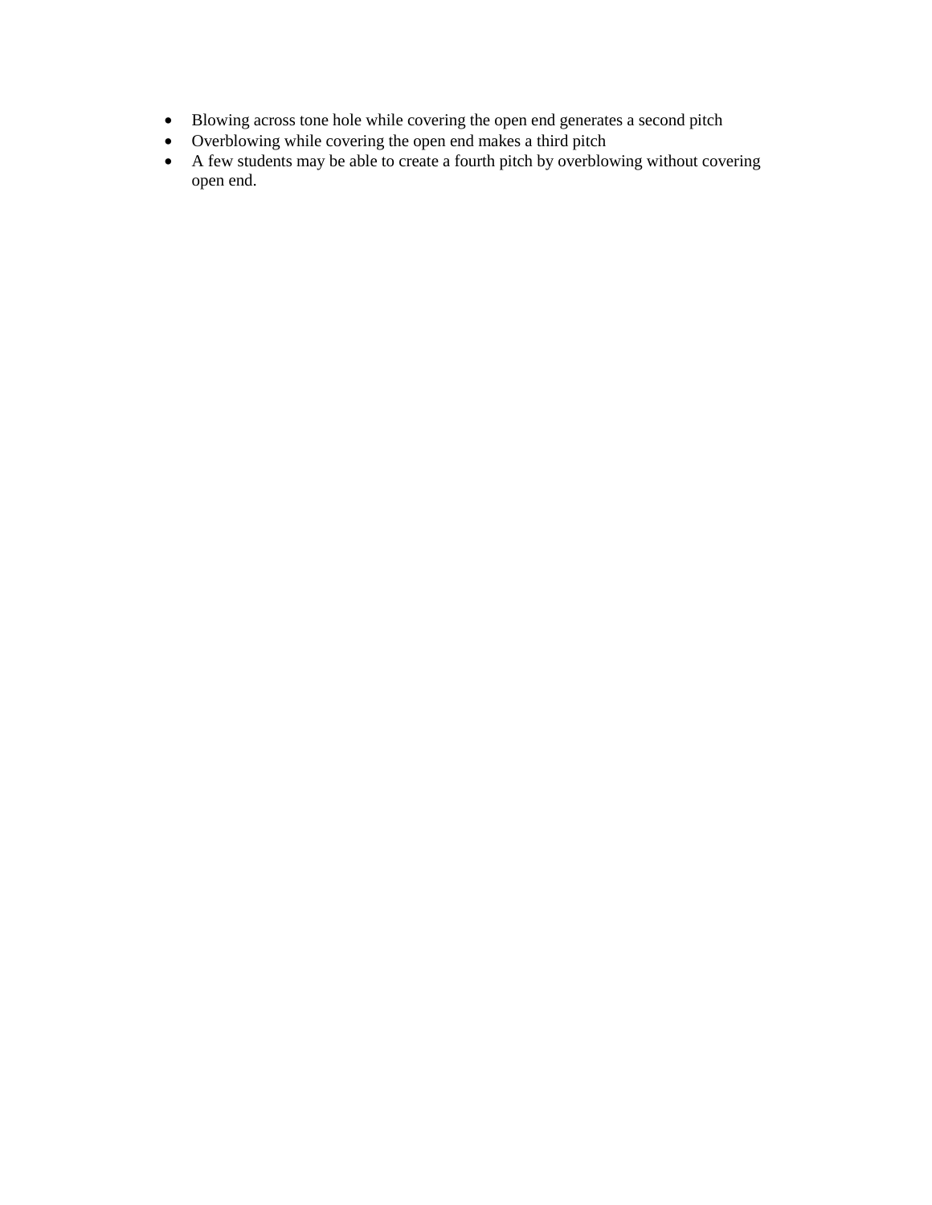- Blowing across tone hole while covering the open end generates a second pitch
- Overblowing while covering the open end makes a third pitch
- A few students may be able to create a fourth pitch by overblowing without covering open end.